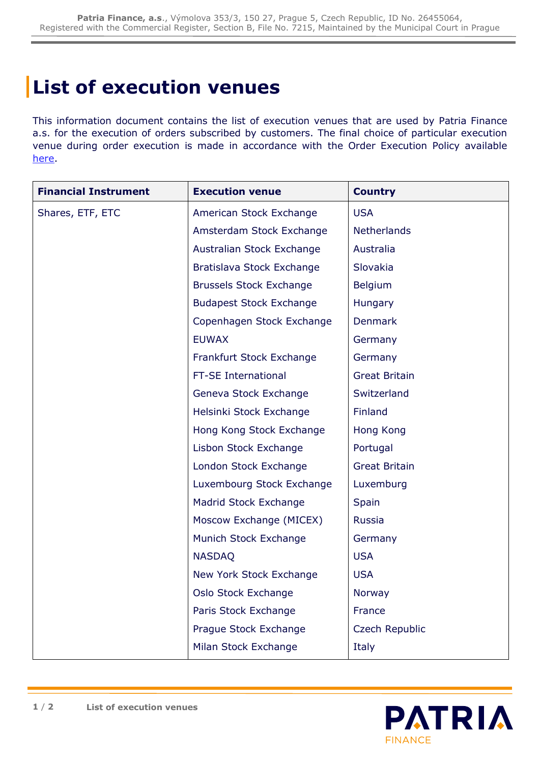# List of execution venues

This information document contains the list of execution venues that are used by Patria Finance a.s. for the execution of orders subscribed by customers. The final choice of particular execution venue during order execution is made in accordance with the Order Execution Policy available here.

| Financial Instrument | Execution venue | Country |
|---|---|---|
| Shares, ETF, ETC | American Stock Exchange | USA |
| | Amsterdam Stock Exchange | Netherlands |
| | Australian Stock Exchange | Australia |
| | Bratislava Stock Exchange | Slovakia |
| | Brussels Stock Exchange | Belgium |
| | Budapest Stock Exchange | Hungary |
| | Copenhagen Stock Exchange | Denmark |
| | EUWAX | Germany |
| | Frankfurt Stock Exchange | Germany |
| | FT-SE International | Great Britain |
| | Geneva Stock Exchange | Switzerland |
| | Helsinki Stock Exchange | Finland |
| | Hong Kong Stock Exchange | Hong Kong |
| | Lisbon Stock Exchange | Portugal |
| | London Stock Exchange | Great Britain |
| | Luxembourg Stock Exchange | Luxemburg |
| | Madrid Stock Exchange | Spain |
| | Moscow Exchange (MICEX) | Russia |
| | Munich Stock Exchange | Germany |
| | NASDAQ | USA |
| | New York Stock Exchange | USA |
| | Oslo Stock Exchange | Norway |
| | Paris Stock Exchange | France |
| | Prague Stock Exchange | Czech Republic |
| | Milan Stock Exchange | Italy |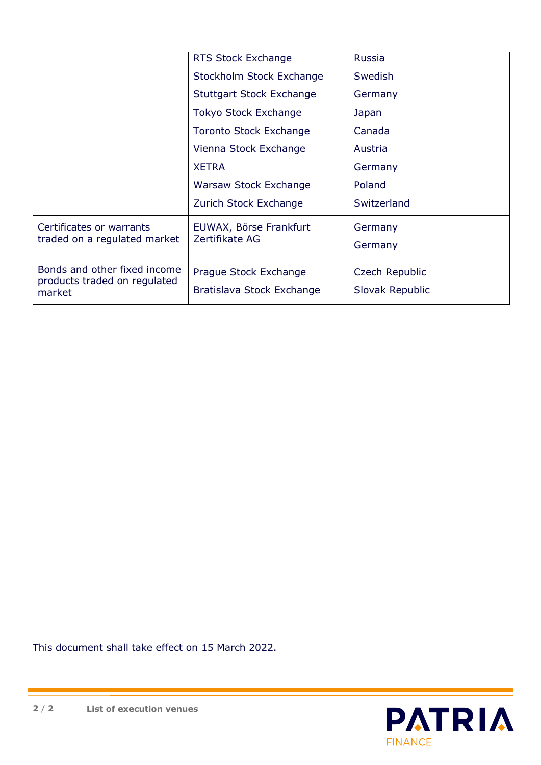| | | |
|---|---|---|
| | RTS Stock Exchange | Russia |
| | Stockholm Stock Exchange | Swedish |
| | Stuttgart Stock Exchange | Germany |
| | Tokyo Stock Exchange | Japan |
| | Toronto Stock Exchange | Canada |
| | Vienna Stock Exchange | Austria |
| | XETRA | Germany |
| | Warsaw Stock Exchange | Poland |
| | Zurich Stock Exchange | Switzerland |
| Certificates or warrants traded on a regulated market | EUWAX, Börse Frankfurt Zertifikate AG | Germany<br>Germany |
| Bonds and other fixed income products traded on regulated market | Prague Stock Exchange<br>Bratislava Stock Exchange | Czech Republic<br>Slovak Republic |

This document shall take effect on 15 March 2022.